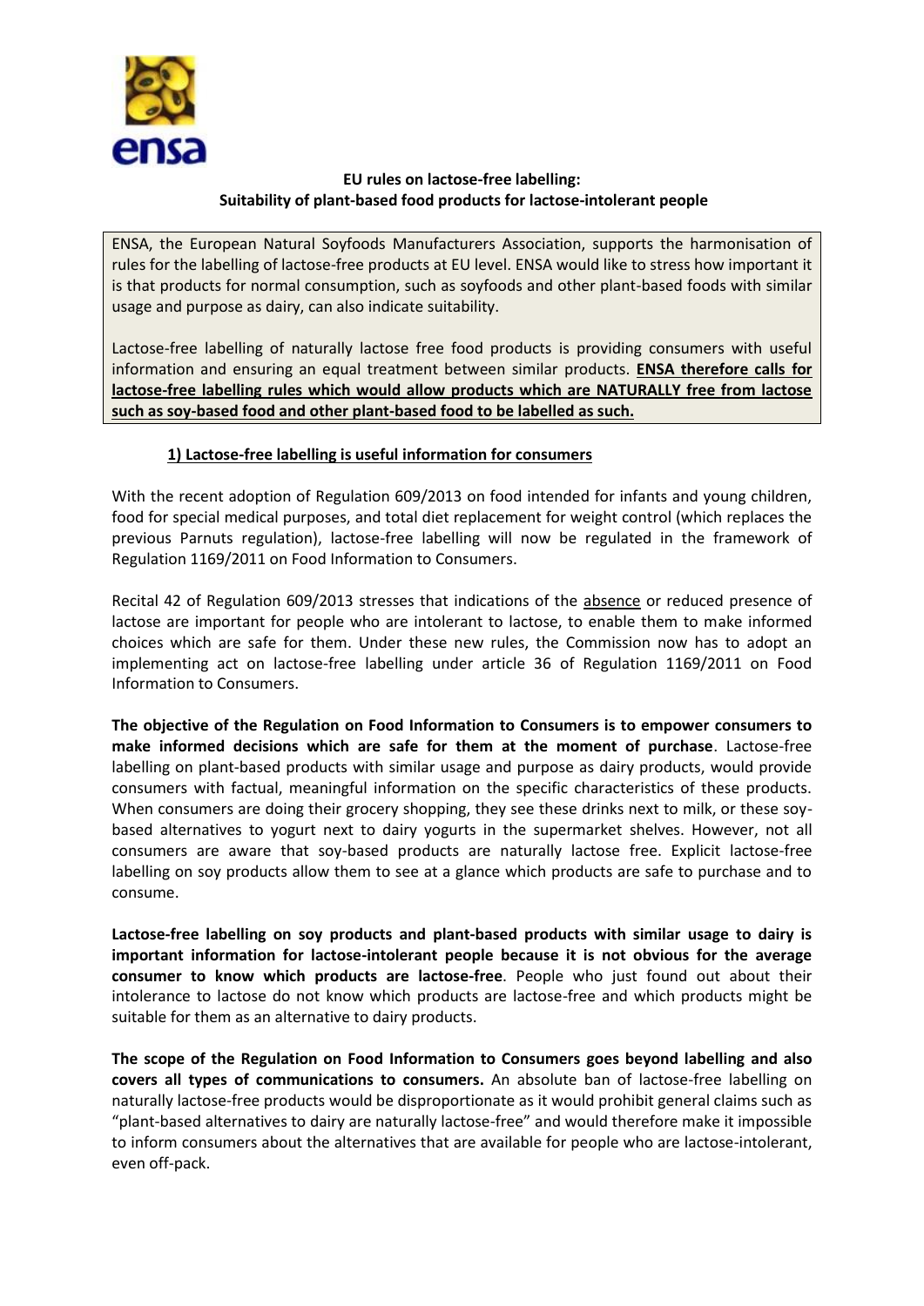ensa

**EU rules on lactose-free labelling:**
**Suitability of plant-based food products for lactose-intolerant people**

ENSA, the European Natural Soyfoods Manufacturers Association, supports the harmonisation of rules for the labelling of lactose-free products at EU level. ENSA would like to stress how important it is that products for normal consumption, such as soyfoods and other plant-based foods with similar usage and purpose as dairy, can also indicate suitability.

Lactose-free labelling of naturally lactose free food products is providing consumers with useful information and ensuring an equal treatment between similar products. **ENSA therefore calls for lactose-free labelling rules which would allow products which are NATURALLY free from lactose such as soy-based food and other plant-based food to be labelled as such.**

## 1) Lactose-free labelling is useful information for consumers

With the recent adoption of Regulation 609/2013 on food intended for infants and young children, food for special medical purposes, and total diet replacement for weight control (which replaces the previous Parnuts regulation), lactose-free labelling will now be regulated in the framework of Regulation 1169/2011 on Food Information to Consumers.

Recital 42 of Regulation 609/2013 stresses that indications of the absence or reduced presence of lactose are important for people who are intolerant to lactose, to enable them to make informed choices which are safe for them. Under these new rules, the Commission now has to adopt an implementing act on lactose-free labelling under article 36 of Regulation 1169/2011 on Food Information to Consumers.

**The objective of the Regulation on Food Information to Consumers is to empower consumers to make informed decisions which are safe for them at the moment of purchase**. Lactose-free labelling on plant-based products with similar usage and purpose as dairy products, would provide consumers with factual, meaningful information on the specific characteristics of these products. When consumers are doing their grocery shopping, they see these drinks next to milk, or these soy-based alternatives to yogurt next to dairy yogurts in the supermarket shelves. However, not all consumers are aware that soy-based products are naturally lactose free. Explicit lactose-free labelling on soy products allow them to see at a glance which products are safe to purchase and to consume.

**Lactose-free labelling on soy products and plant-based products with similar usage to dairy is important information for lactose-intolerant people because it is not obvious for the average consumer to know which products are lactose-free**. People who just found out about their intolerance to lactose do not know which products are lactose-free and which products might be suitable for them as an alternative to dairy products.

**The scope of the Regulation on Food Information to Consumers goes beyond labelling and also covers all types of communications to consumers.** An absolute ban of lactose-free labelling on naturally lactose-free products would be disproportionate as it would prohibit general claims such as "plant-based alternatives to dairy are naturally lactose-free" and would therefore make it impossible to inform consumers about the alternatives that are available for people who are lactose-intolerant, even off-pack.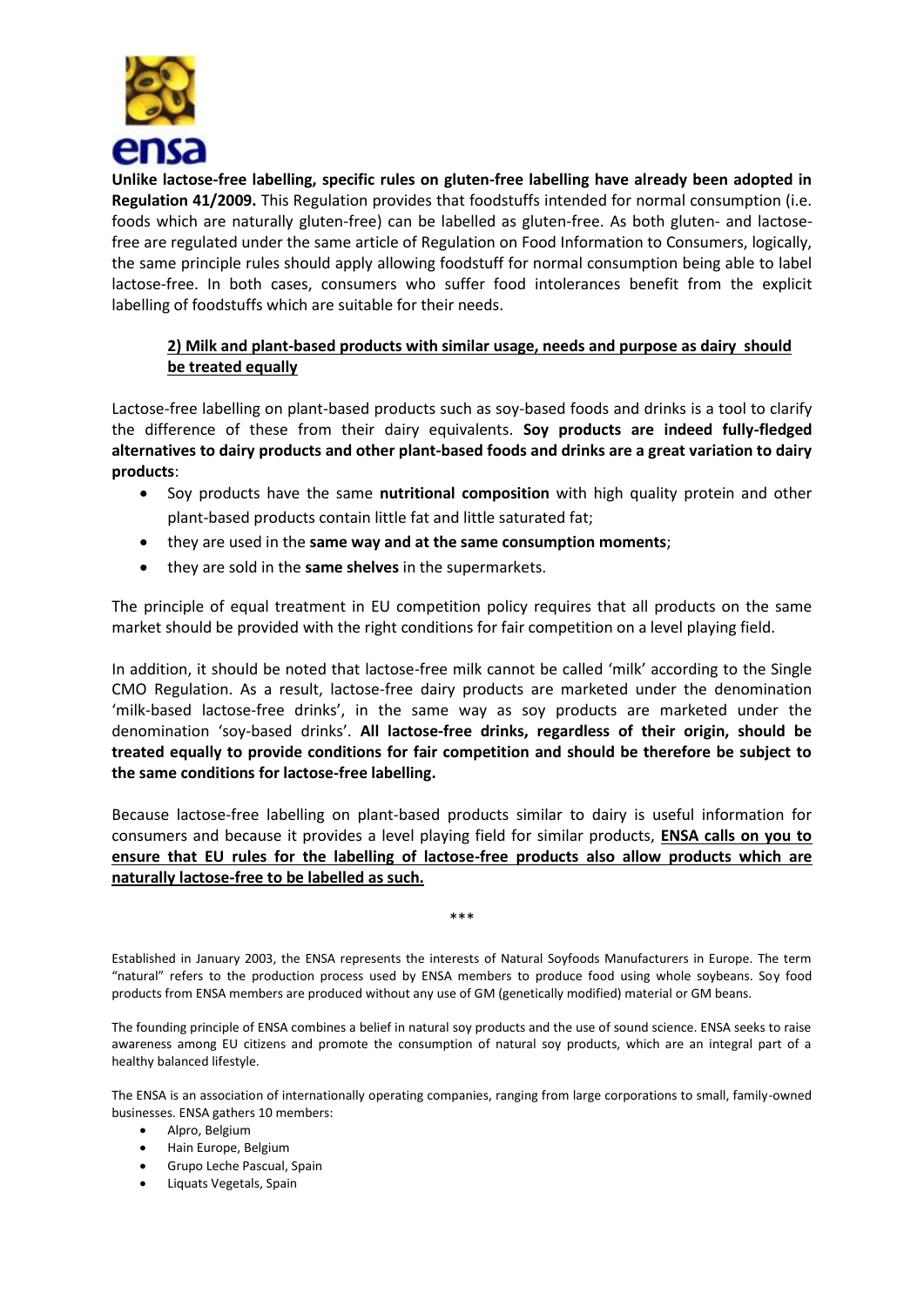**Unlike lactose-free labelling, specific rules on gluten-free labelling have already been adopted in Regulation 41/2009.** This Regulation provides that foodstuffs intended for normal consumption (i.e. foods which are naturally gluten-free) can be labelled as gluten-free. As both gluten- and lactose-free are regulated under the same article of Regulation on Food Information to Consumers, logically, the same principle rules should apply allowing foodstuff for normal consumption being able to label lactose-free. In both cases, consumers who suffer food intolerances benefit from the explicit labelling of foodstuffs which are suitable for their needs.

**2) Milk and plant-based products with similar usage, needs and purpose as dairy should be treated equally**

Lactose-free labelling on plant-based products such as soy-based foods and drinks is a tool to clarify the difference of these from their dairy equivalents. **Soy products are indeed fully-fledged alternatives to dairy products and other plant-based foods and drinks are a great variation to dairy products**:

- Soy products have the same **nutritional composition** with high quality protein and other plant-based products contain little fat and little saturated fat;
- they are used in the **same way and at the same consumption moments**;
- they are sold in the **same shelves** in the supermarkets.

The principle of equal treatment in EU competition policy requires that all products on the same market should be provided with the right conditions for fair competition on a level playing field.

In addition, it should be noted that lactose-free milk cannot be called 'milk' according to the Single CMO Regulation. As a result, lactose-free dairy products are marketed under the denomination 'milk-based lactose-free drinks', in the same way as soy products are marketed under the denomination 'soy-based drinks'. **All lactose-free drinks, regardless of their origin, should be treated equally to provide conditions for fair competition and should be therefore be subject to the same conditions for lactose-free labelling.**

Because lactose-free labelling on plant-based products similar to dairy is useful information for consumers and because it provides a level playing field for similar products, **ENSA calls on you to ensure that EU rules for the labelling of lactose-free products also allow products which are naturally lactose-free to be labelled as such.**

***

Established in January 2003, the ENSA represents the interests of Natural Soyfoods Manufacturers in Europe. The term "natural" refers to the production process used by ENSA members to produce food using whole soybeans. Soy food products from ENSA members are produced without any use of GM (genetically modified) material or GM beans.

The founding principle of ENSA combines a belief in natural soy products and the use of sound science. ENSA seeks to raise awareness among EU citizens and promote the consumption of natural soy products, which are an integral part of a healthy balanced lifestyle.

The ENSA is an association of internationally operating companies, ranging from large corporations to small, family-owned businesses. ENSA gathers 10 members:

- Alpro, Belgium
- Hain Europe, Belgium
- Grupo Leche Pascual, Spain
- Liquats Vegetals, Spain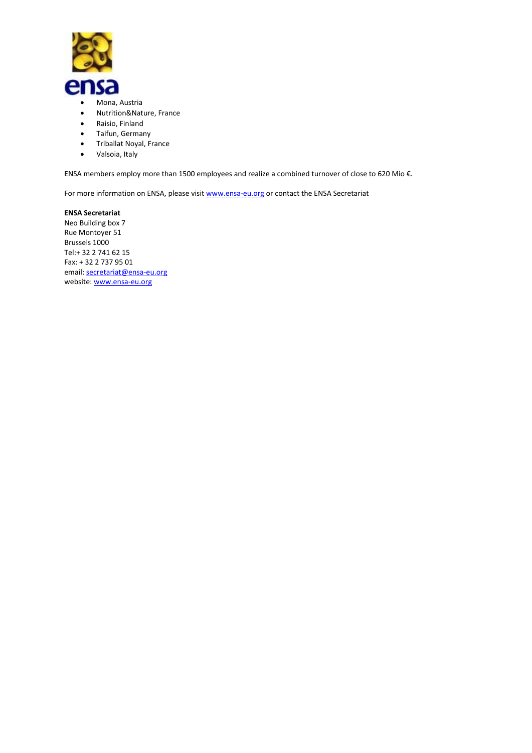- Mona, Austria
- Nutrition&Nature, France
- Raisio, Finland
- Taifun, Germany
- Triballat Noyal, France
- Valsoia, Italy

ENSA members employ more than 1500 employees and realize a combined turnover of close to 620 Mio €.

For more information on ENSA, please visit www.ensa-eu.org or contact the ENSA Secretariat

**ENSA Secretariat**
Neo Building box 7
Rue Montoyer 51
Brussels 1000
Tel:+ 32 2 741 62 15
Fax: + 32 2 737 95 01
email: secretariat@ensa-eu.org
website: www.ensa-eu.org